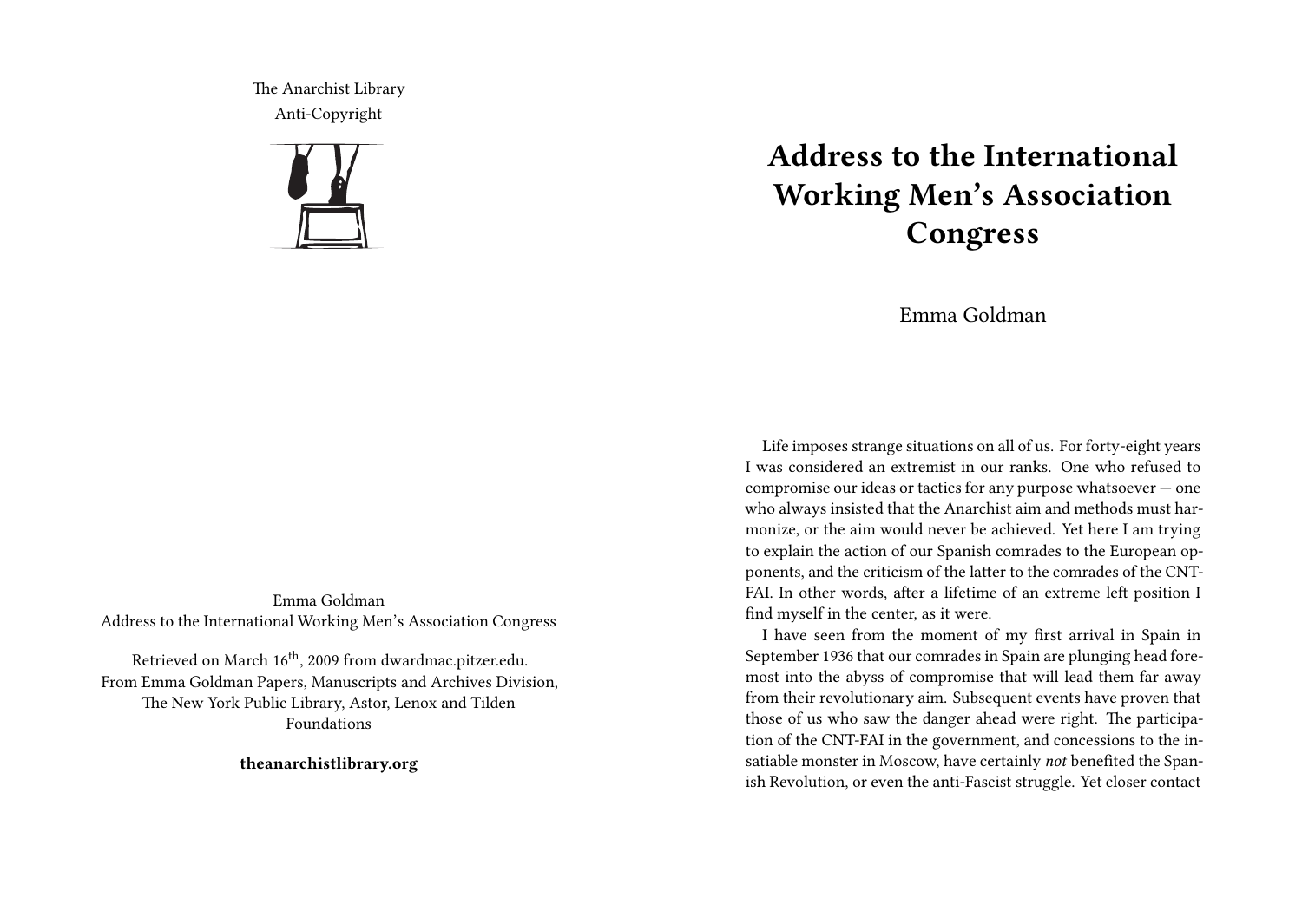The Anarchist Library
Anti-Copyright

Emma Goldman
Address to the International Working Men's Association Congress

Retrieved on March 16th, 2009 from dwardmac.pitzer.edu.
From Emma Goldman Papers, Manuscripts and Archives Division, The New York Public Library, Astor, Lenox and Tilden Foundations

**theanarchistlibrary.org**

# Address to the International Working Men's Association Congress

Emma Goldman

Life imposes strange situations on all of us. For forty-eight years I was considered an extremist in our ranks. One who refused to compromise our ideas or tactics for any purpose whatsoever — one who always insisted that the Anarchist aim and methods must harmonize, or the aim would never be achieved. Yet here I am trying to explain the action of our Spanish comrades to the European opponents, and the criticism of the latter to the comrades of the CNT-FAI. In other words, after a lifetime of an extreme left position I find myself in the center, as it were.

I have seen from the moment of my first arrival in Spain in September 1936 that our comrades in Spain are plunging head foremost into the abyss of compromise that will lead them far away from their revolutionary aim. Subsequent events have proven that those of us who saw the danger ahead were right. The participation of the CNT-FAI in the government, and concessions to the insatiable monster in Moscow, have certainly *not* benefited the Spanish Revolution, or even the anti-Fascist struggle. Yet closer contact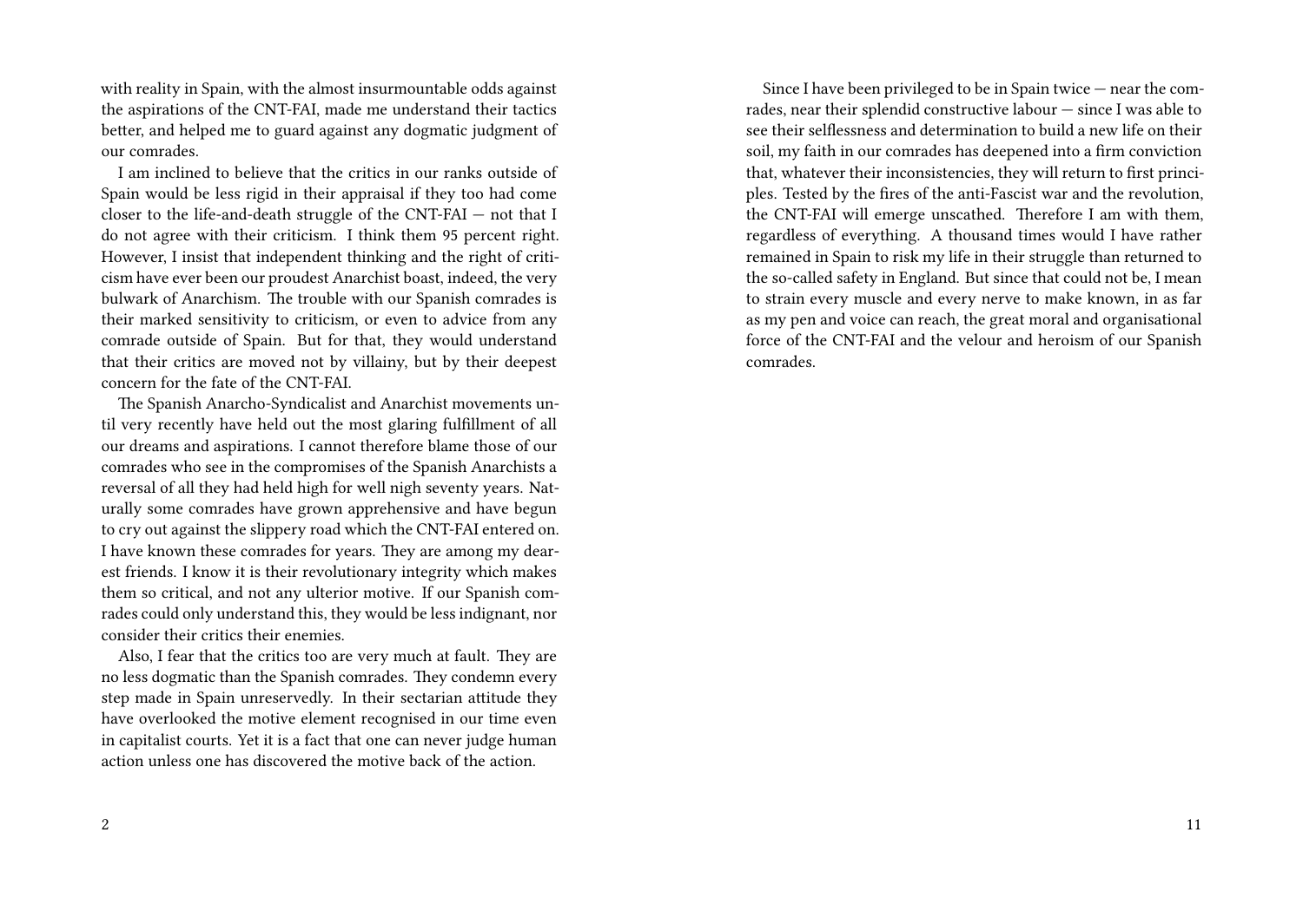with reality in Spain, with the almost insurmountable odds against the aspirations of the CNT-FAI, made me understand their tactics better, and helped me to guard against any dogmatic judgment of our comrades.

I am inclined to believe that the critics in our ranks outside of Spain would be less rigid in their appraisal if they too had come closer to the life-and-death struggle of the CNT-FAI — not that I do not agree with their criticism. I think them 95 percent right. However, I insist that independent thinking and the right of criticism have ever been our proudest Anarchist boast, indeed, the very bulwark of Anarchism. The trouble with our Spanish comrades is their marked sensitivity to criticism, or even to advice from any comrade outside of Spain. But for that, they would understand that their critics are moved not by villainy, but by their deepest concern for the fate of the CNT-FAI.

The Spanish Anarcho-Syndicalist and Anarchist movements until very recently have held out the most glaring fulfillment of all our dreams and aspirations. I cannot therefore blame those of our comrades who see in the compromises of the Spanish Anarchists a reversal of all they had held high for well nigh seventy years. Naturally some comrades have grown apprehensive and have begun to cry out against the slippery road which the CNT-FAI entered on. I have known these comrades for years. They are among my dearest friends. I know it is their revolutionary integrity which makes them so critical, and not any ulterior motive. If our Spanish comrades could only understand this, they would be less indignant, nor consider their critics their enemies.

Also, I fear that the critics too are very much at fault. They are no less dogmatic than the Spanish comrades. They condemn every step made in Spain unreservedly. In their sectarian attitude they have overlooked the motive element recognised in our time even in capitalist courts. Yet it is a fact that one can never judge human action unless one has discovered the motive back of the action.

Since I have been privileged to be in Spain twice — near the comrades, near their splendid constructive labour — since I was able to see their selflessness and determination to build a new life on their soil, my faith in our comrades has deepened into a firm conviction that, whatever their inconsistencies, they will return to first principles. Tested by the fires of the anti-Fascist war and the revolution, the CNT-FAI will emerge unscathed. Therefore I am with them, regardless of everything. A thousand times would I have rather remained in Spain to risk my life in their struggle than returned to the so-called safety in England. But since that could not be, I mean to strain every muscle and every nerve to make known, in as far as my pen and voice can reach, the great moral and organisational force of the CNT-FAI and the velour and heroism of our Spanish comrades.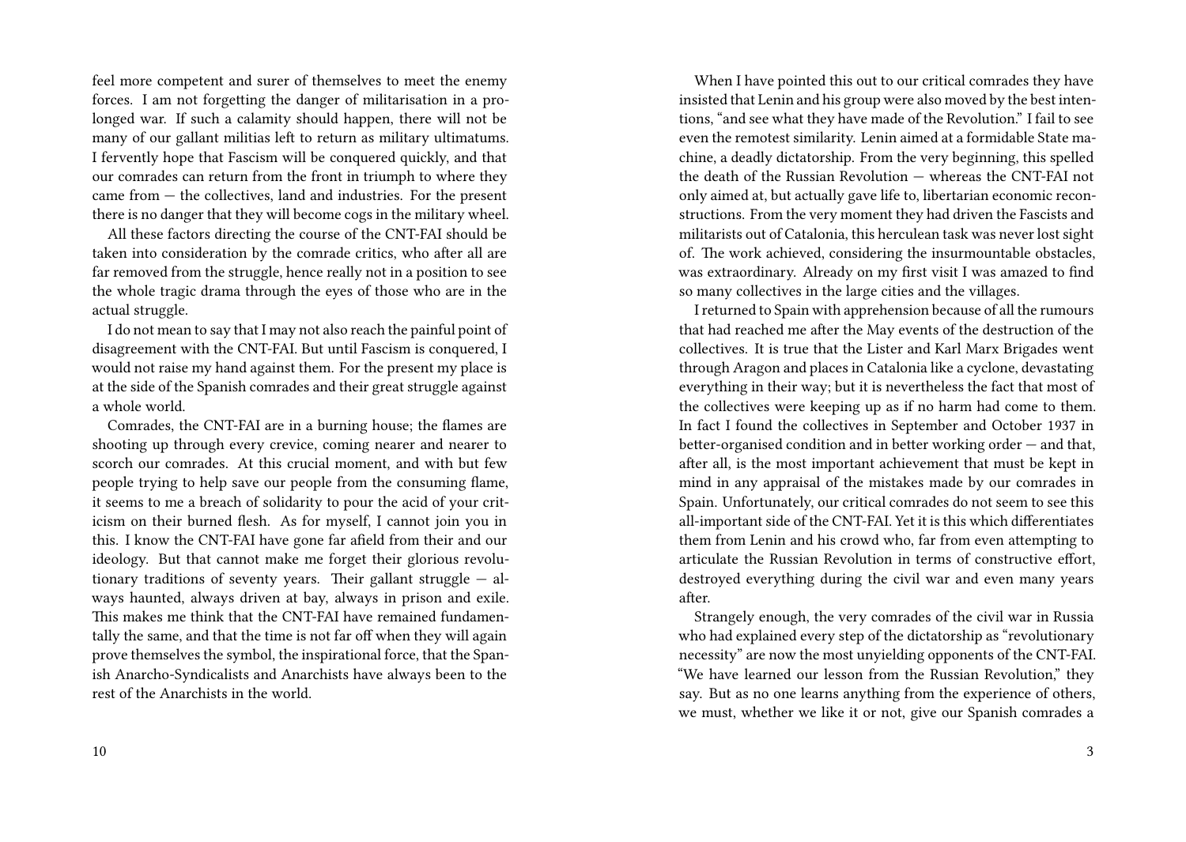feel more competent and surer of themselves to meet the enemy forces. I am not forgetting the danger of militarisation in a prolonged war. If such a calamity should happen, there will not be many of our gallant militias left to return as military ultimatums. I fervently hope that Fascism will be conquered quickly, and that our comrades can return from the front in triumph to where they came from — the collectives, land and industries. For the present there is no danger that they will become cogs in the military wheel.

All these factors directing the course of the CNT-FAI should be taken into consideration by the comrade critics, who after all are far removed from the struggle, hence really not in a position to see the whole tragic drama through the eyes of those who are in the actual struggle.

I do not mean to say that I may not also reach the painful point of disagreement with the CNT-FAI. But until Fascism is conquered, I would not raise my hand against them. For the present my place is at the side of the Spanish comrades and their great struggle against a whole world.

Comrades, the CNT-FAI are in a burning house; the flames are shooting up through every crevice, coming nearer and nearer to scorch our comrades. At this crucial moment, and with but few people trying to help save our people from the consuming flame, it seems to me a breach of solidarity to pour the acid of your criticism on their burned flesh. As for myself, I cannot join you in this. I know the CNT-FAI have gone far afield from their and our ideology. But that cannot make me forget their glorious revolutionary traditions of seventy years. Their gallant struggle — always haunted, always driven at bay, always in prison and exile. This makes me think that the CNT-FAI have remained fundamentally the same, and that the time is not far off when they will again prove themselves the symbol, the inspirational force, that the Spanish Anarcho-Syndicalists and Anarchists have always been to the rest of the Anarchists in the world.

When I have pointed this out to our critical comrades they have insisted that Lenin and his group were also moved by the best intentions, "and see what they have made of the Revolution." I fail to see even the remotest similarity. Lenin aimed at a formidable State machine, a deadly dictatorship. From the very beginning, this spelled the death of the Russian Revolution — whereas the CNT-FAI not only aimed at, but actually gave life to, libertarian economic reconstructions. From the very moment they had driven the Fascists and militarists out of Catalonia, this herculean task was never lost sight of. The work achieved, considering the insurmountable obstacles, was extraordinary. Already on my first visit I was amazed to find so many collectives in the large cities and the villages.

I returned to Spain with apprehension because of all the rumours that had reached me after the May events of the destruction of the collectives. It is true that the Lister and Karl Marx Brigades went through Aragon and places in Catalonia like a cyclone, devastating everything in their way; but it is nevertheless the fact that most of the collectives were keeping up as if no harm had come to them. In fact I found the collectives in September and October 1937 in better-organised condition and in better working order — and that, after all, is the most important achievement that must be kept in mind in any appraisal of the mistakes made by our comrades in Spain. Unfortunately, our critical comrades do not seem to see this all-important side of the CNT-FAI. Yet it is this which differentiates them from Lenin and his crowd who, far from even attempting to articulate the Russian Revolution in terms of constructive effort, destroyed everything during the civil war and even many years after.

Strangely enough, the very comrades of the civil war in Russia who had explained every step of the dictatorship as "revolutionary necessity" are now the most unyielding opponents of the CNT-FAI. "We have learned our lesson from the Russian Revolution," they say. But as no one learns anything from the experience of others, we must, whether we like it or not, give our Spanish comrades a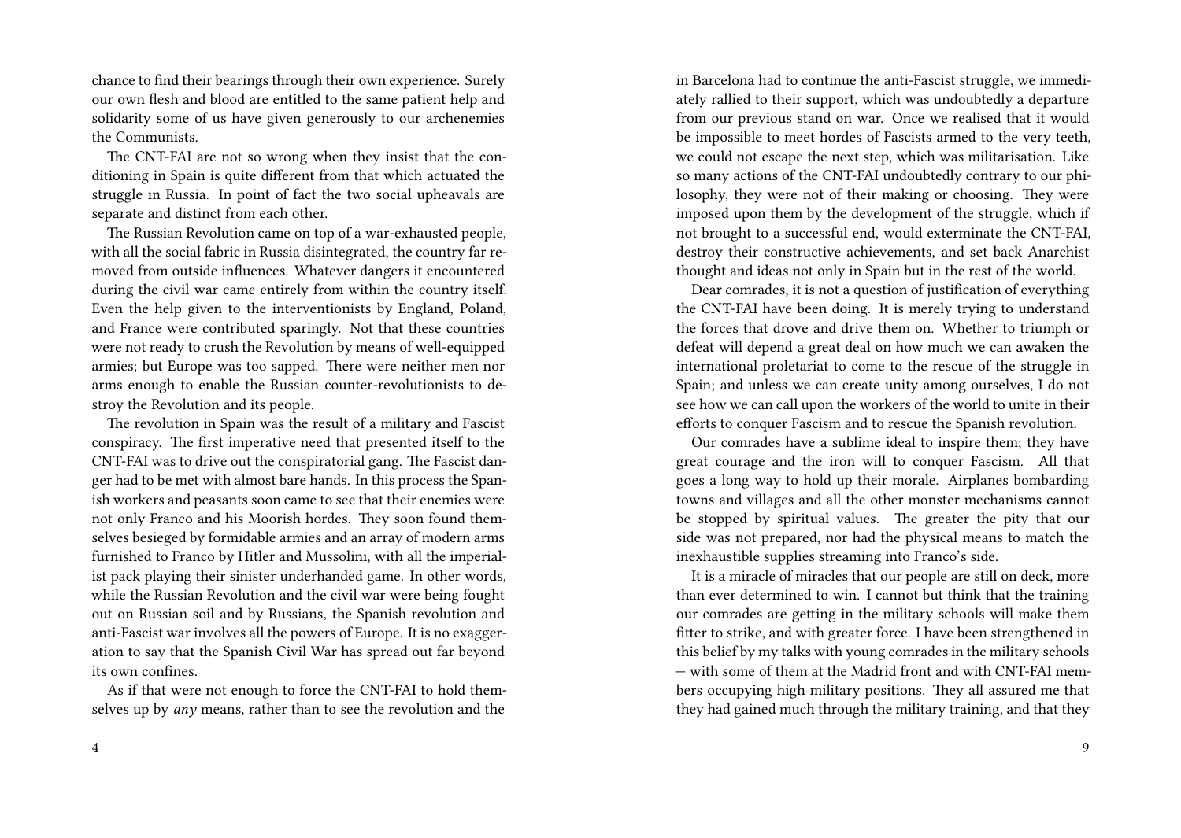chance to find their bearings through their own experience. Surely our own flesh and blood are entitled to the same patient help and solidarity some of us have given generously to our archenemies the Communists.

The CNT-FAI are not so wrong when they insist that the conditioning in Spain is quite different from that which actuated the struggle in Russia. In point of fact the two social upheavals are separate and distinct from each other.

The Russian Revolution came on top of a war-exhausted people, with all the social fabric in Russia disintegrated, the country far removed from outside influences. Whatever dangers it encountered during the civil war came entirely from within the country itself. Even the help given to the interventionists by England, Poland, and France were contributed sparingly. Not that these countries were not ready to crush the Revolution by means of well-equipped armies; but Europe was too sapped. There were neither men nor arms enough to enable the Russian counter-revolutionists to destroy the Revolution and its people.

The revolution in Spain was the result of a military and Fascist conspiracy. The first imperative need that presented itself to the CNT-FAI was to drive out the conspiratorial gang. The Fascist danger had to be met with almost bare hands. In this process the Spanish workers and peasants soon came to see that their enemies were not only Franco and his Moorish hordes. They soon found themselves besieged by formidable armies and an array of modern arms furnished to Franco by Hitler and Mussolini, with all the imperialist pack playing their sinister underhanded game. In other words, while the Russian Revolution and the civil war were being fought out on Russian soil and by Russians, the Spanish revolution and anti-Fascist war involves all the powers of Europe. It is no exaggeration to say that the Spanish Civil War has spread out far beyond its own confines.

As if that were not enough to force the CNT-FAI to hold themselves up by *any* means, rather than to see the revolution and the

in Barcelona had to continue the anti-Fascist struggle, we immediately rallied to their support, which was undoubtedly a departure from our previous stand on war. Once we realised that it would be impossible to meet hordes of Fascists armed to the very teeth, we could not escape the next step, which was militarisation. Like so many actions of the CNT-FAI undoubtedly contrary to our philosophy, they were not of their making or choosing. They were imposed upon them by the development of the struggle, which if not brought to a successful end, would exterminate the CNT-FAI, destroy their constructive achievements, and set back Anarchist thought and ideas not only in Spain but in the rest of the world.

Dear comrades, it is not a question of justification of everything the CNT-FAI have been doing. It is merely trying to understand the forces that drove and drive them on. Whether to triumph or defeat will depend a great deal on how much we can awaken the international proletariat to come to the rescue of the struggle in Spain; and unless we can create unity among ourselves, I do not see how we can call upon the workers of the world to unite in their efforts to conquer Fascism and to rescue the Spanish revolution.

Our comrades have a sublime ideal to inspire them; they have great courage and the iron will to conquer Fascism. All that goes a long way to hold up their morale. Airplanes bombarding towns and villages and all the other monster mechanisms cannot be stopped by spiritual values. The greater the pity that our side was not prepared, nor had the physical means to match the inexhaustible supplies streaming into Franco's side.

It is a miracle of miracles that our people are still on deck, more than ever determined to win. I cannot but think that the training our comrades are getting in the military schools will make them fitter to strike, and with greater force. I have been strengthened in this belief by my talks with young comrades in the military schools — with some of them at the Madrid front and with CNT-FAI members occupying high military positions. They all assured me that they had gained much through the military training, and that they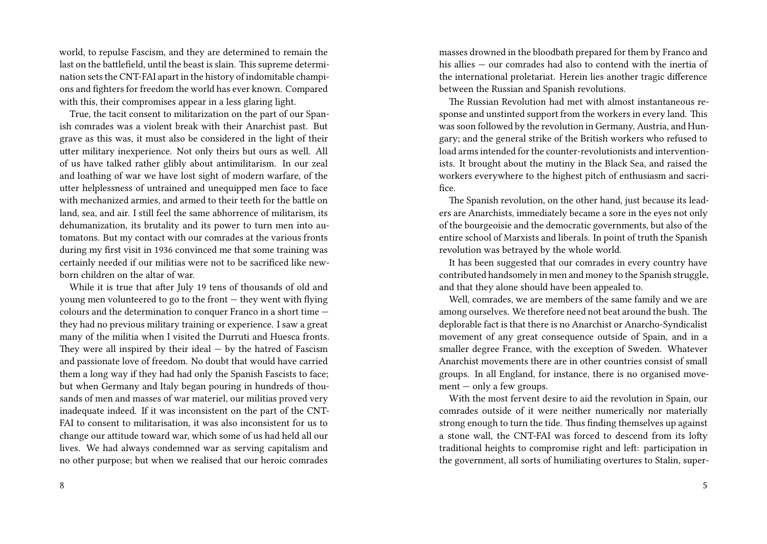world, to repulse Fascism, and they are determined to remain the last on the battlefield, until the beast is slain. This supreme determination sets the CNT-FAI apart in the history of indomitable champions and fighters for freedom the world has ever known. Compared with this, their compromises appear in a less glaring light.

True, the tacit consent to militarization on the part of our Spanish comrades was a violent break with their Anarchist past. But grave as this was, it must also be considered in the light of their utter military inexperience. Not only theirs but ours as well. All of us have talked rather glibly about antimilitarism. In our zeal and loathing of war we have lost sight of modern warfare, of the utter helplessness of untrained and unequipped men face to face with mechanized armies, and armed to their teeth for the battle on land, sea, and air. I still feel the same abhorrence of militarism, its dehumanization, its brutality and its power to turn men into automatons. But my contact with our comrades at the various fronts during my first visit in 1936 convinced me that some training was certainly needed if our militias were not to be sacrificed like newborn children on the altar of war.

While it is true that after July 19 tens of thousands of old and young men volunteered to go to the front — they went with flying colours and the determination to conquer Franco in a short time — they had no previous military training or experience. I saw a great many of the militia when I visited the Durruti and Huesca fronts. They were all inspired by their ideal — by the hatred of Fascism and passionate love of freedom. No doubt that would have carried them a long way if they had had only the Spanish Fascists to face; but when Germany and Italy began pouring in hundreds of thousands of men and masses of war materiel, our militias proved very inadequate indeed. If it was inconsistent on the part of the CNT-FAI to consent to militarisation, it was also inconsistent for us to change our attitude toward war, which some of us had held all our lives. We had always condemned war as serving capitalism and no other purpose; but when we realised that our heroic comrades

masses drowned in the bloodbath prepared for them by Franco and his allies — our comrades had also to contend with the inertia of the international proletariat. Herein lies another tragic difference between the Russian and Spanish revolutions.

The Russian Revolution had met with almost instantaneous response and unstinted support from the workers in every land. This was soon followed by the revolution in Germany, Austria, and Hungary; and the general strike of the British workers who refused to load arms intended for the counter-revolutionists and interventionists. It brought about the mutiny in the Black Sea, and raised the workers everywhere to the highest pitch of enthusiasm and sacrifice.

The Spanish revolution, on the other hand, just because its leaders are Anarchists, immediately became a sore in the eyes not only of the bourgeoisie and the democratic governments, but also of the entire school of Marxists and liberals. In point of truth the Spanish revolution was betrayed by the whole world.

It has been suggested that our comrades in every country have contributed handsomely in men and money to the Spanish struggle, and that they alone should have been appealed to.

Well, comrades, we are members of the same family and we are among ourselves. We therefore need not beat around the bush. The deplorable fact is that there is no Anarchist or Anarcho-Syndicalist movement of any great consequence outside of Spain, and in a smaller degree France, with the exception of Sweden. Whatever Anarchist movements there are in other countries consist of small groups. In all England, for instance, there is no organised movement — only a few groups.

With the most fervent desire to aid the revolution in Spain, our comrades outside of it were neither numerically nor materially strong enough to turn the tide. Thus finding themselves up against a stone wall, the CNT-FAI was forced to descend from its lofty traditional heights to compromise right and left: participation in the government, all sorts of humiliating overtures to Stalin, super-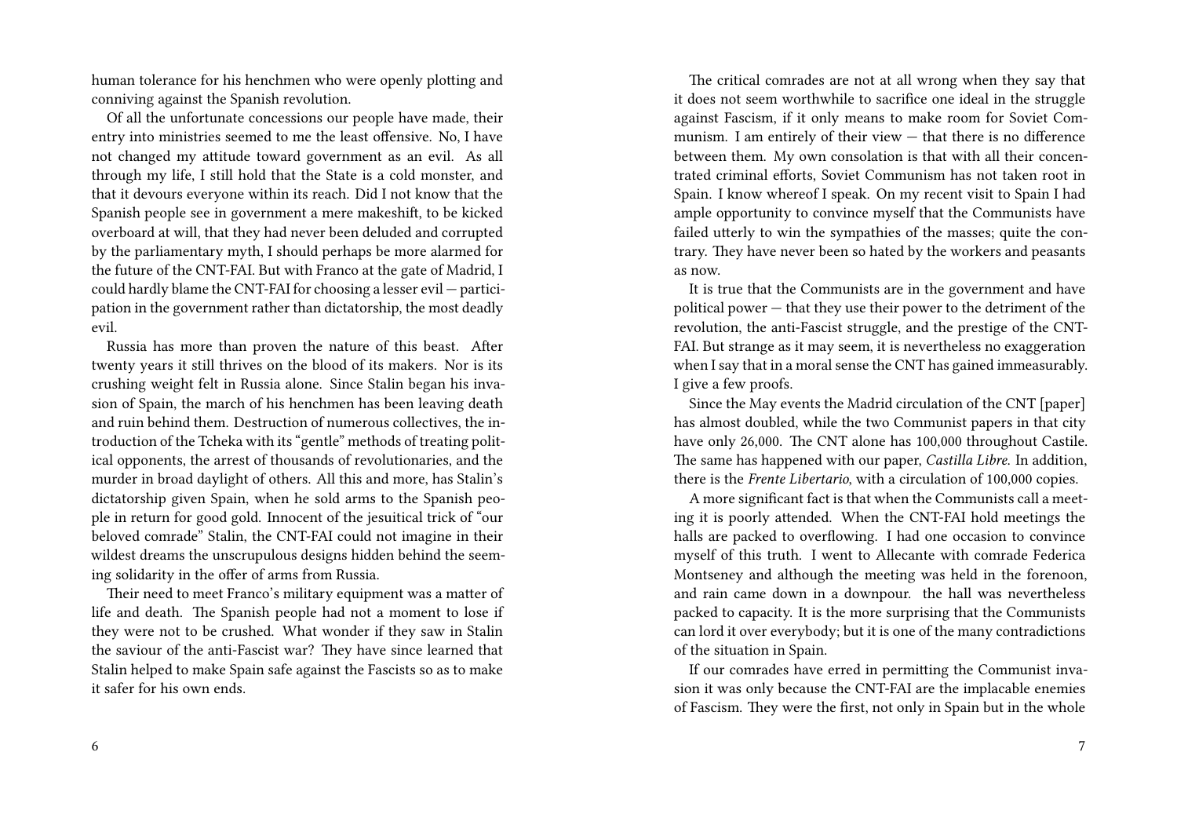human tolerance for his henchmen who were openly plotting and conniving against the Spanish revolution.

Of all the unfortunate concessions our people have made, their entry into ministries seemed to me the least offensive. No, I have not changed my attitude toward government as an evil. As all through my life, I still hold that the State is a cold monster, and that it devours everyone within its reach. Did I not know that the Spanish people see in government a mere makeshift, to be kicked overboard at will, that they had never been deluded and corrupted by the parliamentary myth, I should perhaps be more alarmed for the future of the CNT-FAI. But with Franco at the gate of Madrid, I could hardly blame the CNT-FAI for choosing a lesser evil — participation in the government rather than dictatorship, the most deadly evil.

Russia has more than proven the nature of this beast. After twenty years it still thrives on the blood of its makers. Nor is its crushing weight felt in Russia alone. Since Stalin began his invasion of Spain, the march of his henchmen has been leaving death and ruin behind them. Destruction of numerous collectives, the introduction of the Tcheka with its "gentle" methods of treating political opponents, the arrest of thousands of revolutionaries, and the murder in broad daylight of others. All this and more, has Stalin's dictatorship given Spain, when he sold arms to the Spanish people in return for good gold. Innocent of the jesuitical trick of "our beloved comrade" Stalin, the CNT-FAI could not imagine in their wildest dreams the unscrupulous designs hidden behind the seeming solidarity in the offer of arms from Russia.

Their need to meet Franco's military equipment was a matter of life and death. The Spanish people had not a moment to lose if they were not to be crushed. What wonder if they saw in Stalin the saviour of the anti-Fascist war? They have since learned that Stalin helped to make Spain safe against the Fascists so as to make it safer for his own ends.

The critical comrades are not at all wrong when they say that it does not seem worthwhile to sacrifice one ideal in the struggle against Fascism, if it only means to make room for Soviet Communism. I am entirely of their view — that there is no difference between them. My own consolation is that with all their concentrated criminal efforts, Soviet Communism has not taken root in Spain. I know whereof I speak. On my recent visit to Spain I had ample opportunity to convince myself that the Communists have failed utterly to win the sympathies of the masses; quite the contrary. They have never been so hated by the workers and peasants as now.

It is true that the Communists are in the government and have political power — that they use their power to the detriment of the revolution, the anti-Fascist struggle, and the prestige of the CNT-FAI. But strange as it may seem, it is nevertheless no exaggeration when I say that in a moral sense the CNT has gained immeasurably. I give a few proofs.

Since the May events the Madrid circulation of the CNT [paper] has almost doubled, while the two Communist papers in that city have only 26,000. The CNT alone has 100,000 throughout Castile. The same has happened with our paper, *Castilla Libre*. In addition, there is the *Frente Libertario*, with a circulation of 100,000 copies.

A more significant fact is that when the Communists call a meeting it is poorly attended. When the CNT-FAI hold meetings the halls are packed to overflowing. I had one occasion to convince myself of this truth. I went to Allecante with comrade Federica Montseney and although the meeting was held in the forenoon, and rain came down in a downpour. the hall was nevertheless packed to capacity. It is the more surprising that the Communists can lord it over everybody; but it is one of the many contradictions of the situation in Spain.

If our comrades have erred in permitting the Communist invasion it was only because the CNT-FAI are the implacable enemies of Fascism. They were the first, not only in Spain but in the whole